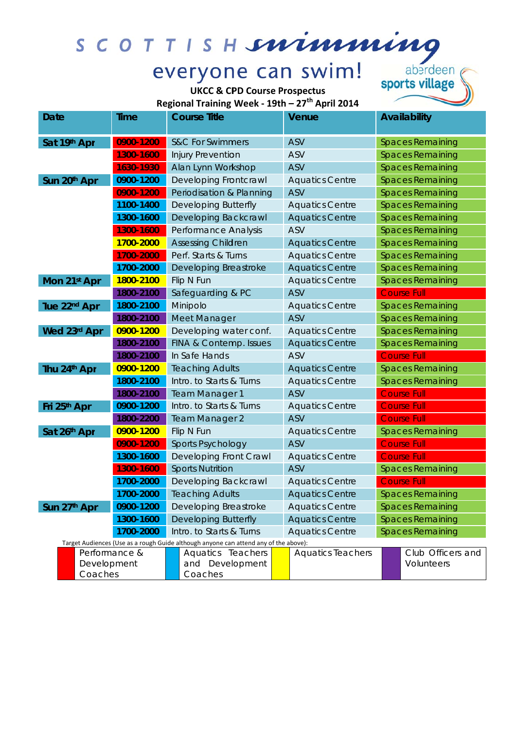# SCOTTISH swimming

everyone can swim!

aberdeen sports village

**UKCC & CPD Course Prospectus**

**Regional Training Week - 19th – 27th April 2014**

| Date | Time | Course Title | Venue | Availability |
|---|---|---|---|---|
| Sat 19th Apr | 0900-1200 | S&C For Swimmers | ASV | Spaces Remaining |
| | 1300-1600 | Injury Prevention | ASV | Spaces Remaining |
| | 1630-1930 | Alan Lynn Workshop | ASV | Spaces Remaining |
| Sun 20th Apr | 0900-1200 | Developing Frontcrawl | Aquatics Centre | Spaces Remaining |
| | 0900-1200 | Periodisation & Planning | ASV | Spaces Remaining |
| | 1100-1400 | Developing Butterfly | Aquatics Centre | Spaces Remaining |
| | 1300-1600 | Developing Backcrawl | Aquatics Centre | Spaces Remaining |
| | 1300-1600 | Performance Analysis | ASV | Spaces Remaining |
| | 1700-2000 | Assessing Children | Aquatics Centre | Spaces Remaining |
| | 1700-2000 | Perf. Starts & Turns | Aquatics Centre | Spaces Remaining |
| | 1700-2000 | Developing Breastroke | Aquatics Centre | Spaces Remaining |
| Mon 21st Apr | 1800-2100 | Flip N Fun | Aquatics Centre | Spaces Remaining |
| | 1800-2100 | Safeguarding & PC | ASV | Course Full |
| Tue 22nd Apr | 1800-2100 | Minipolo | Aquatics Centre | Spaces Remaining |
| | 1800-2100 | Meet Manager | ASV | Spaces Remaining |
| Wed 23rd Apr | 0900-1200 | Developing water conf. | Aquatics Centre | Spaces Remaining |
| | 1800-2100 | FINA & Contemp. Issues | Aquatics Centre | Spaces Remaining |
| | 1800-2100 | In Safe Hands | ASV | Course Full |
| Thu 24th Apr | 0900-1200 | Teaching Adults | Aquatics Centre | Spaces Remaining |
| | 1800-2100 | Intro. to Starts & Turns | Aquatics Centre | Spaces Remaining |
| | 1800-2100 | Team Manager 1 | ASV | Course Full |
| Fri 25th Apr | 0900-1200 | Intro. to Starts & Turns | Aquatics Centre | Course Full |
| | 1800-2200 | Team Manager 2 | ASV | Course Full |
| Sat 26th Apr | 0900-1200 | Flip N Fun | Aquatics Centre | Spaces Remaining |
| | 0900-1200 | Sports Psychology | ASV | Course Full |
| | 1300-1600 | Developing Front Crawl | Aquatics Centre | Course Full |
| | 1300-1600 | Sports Nutrition | ASV | Spaces Remaining |
| | 1700-2000 | Developing Backcrawl | Aquatics Centre | Course Full |
| | 1700-2000 | Teaching Adults | Aquatics Centre | Spaces Remaining |
| Sun 27th Apr | 0900-1200 | Developing Breastroke | Aquatics Centre | Spaces Remaining |
| | 1300-1600 | Developing Butterfly | Aquatics Centre | Spaces Remaining |
| | 1700-2000 | Intro. to Starts & Turns | Aquatics Centre | Spaces Remaining |

Target Audiences (Use as a rough Guide although anyone can attend any of the above):

| Colour | Audience |
|---|---|
| Red | Performance & Development Coaches |
| Blue | Aquatics Teachers and Development Coaches |
| Yellow | Aquatics Teachers |
| Purple | Club Officers and Volunteers |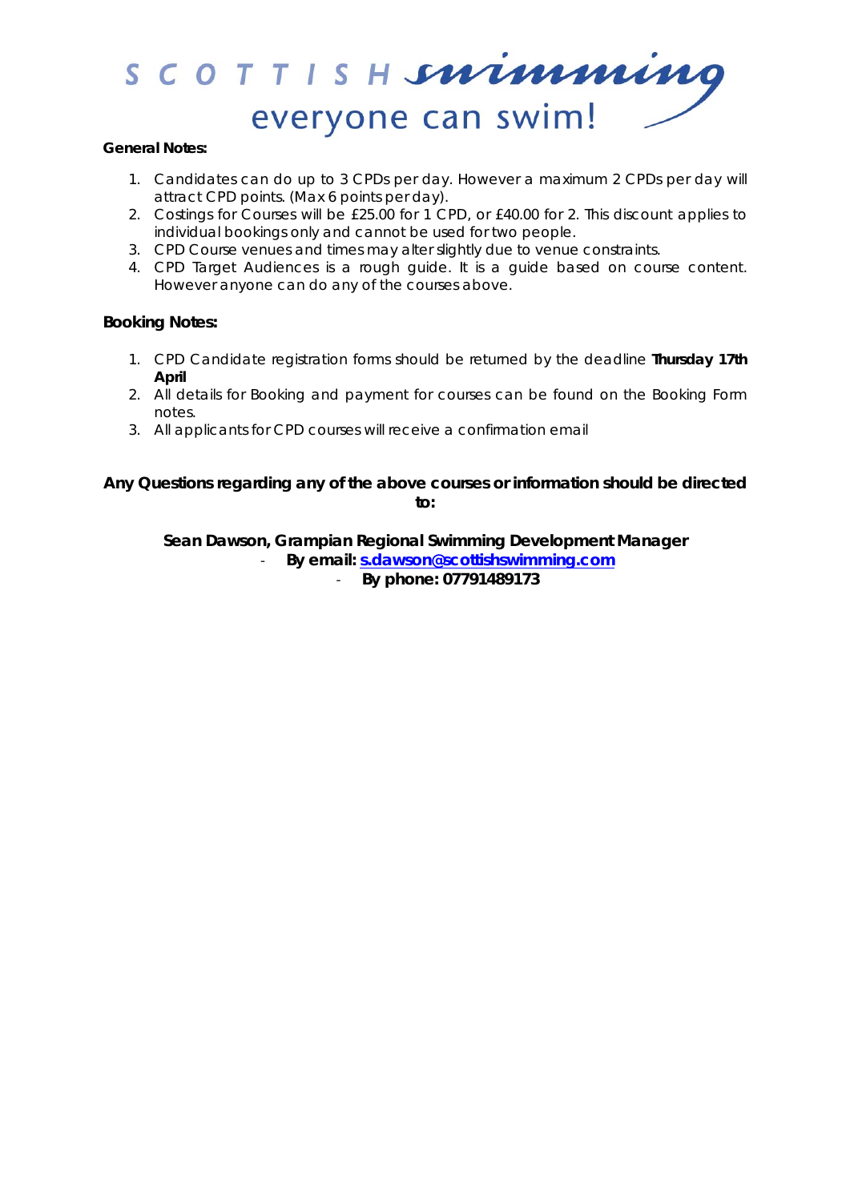SCOTTISH swimming

everyone can swim!

**General Notes:**

1. Candidates can do up to 3 CPDs per day. However a maximum 2 CPDs per day will attract CPD points. (Max 6 points per day).
2. Costings for Courses will be £25.00 for 1 CPD, or £40.00 for 2. This discount applies to individual bookings only and cannot be used for two people.
3. CPD Course venues and times may alter slightly due to venue constraints.
4. CPD Target Audiences is a rough guide. It is a guide based on course content. However anyone can do any of the courses above.

**Booking Notes:**

1. CPD Candidate registration forms should be returned by the deadline **Thursday 17th April**
2. All details for Booking and payment for courses can be found on the Booking Form notes.
3. All applicants for CPD courses will receive a confirmation email

**Any Questions regarding any of the above courses or information should be directed to:**

**Sean Dawson, Grampian Regional Swimming Development Manager**

- **By email: s.dawson@scottishswimming.com**
- **By phone: 07791489173**